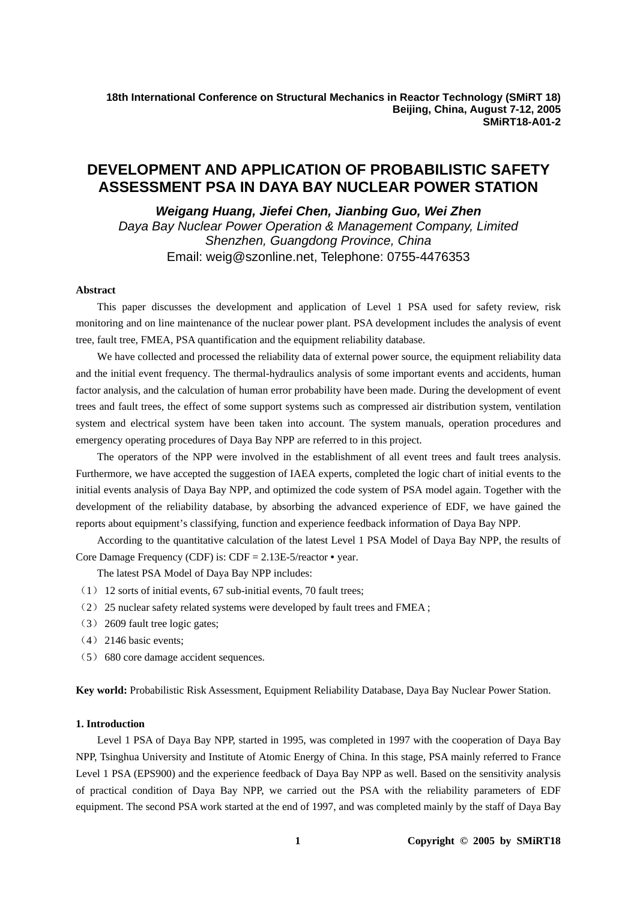18th International Conference on Structural Mechanics in Reactor Technology (SMiRT 18)
Beijing, China, August 7-12, 2005
SMiRT18-A01-2

# DEVELOPMENT AND APPLICATION OF PROBABILISTIC SAFETY ASSESSMENT PSA IN DAYA BAY NUCLEAR POWER STATION

***Weigang Huang, Jiefei Chen, Jianbing Guo, Wei Zhen***
*Daya Bay Nuclear Power Operation & Management Company, Limited*
*Shenzhen, Guangdong Province, China*
Email: weig@szonline.net, Telephone: 0755-4476353

**Abstract**

This paper discusses the development and application of Level 1 PSA used for safety review, risk monitoring and on line maintenance of the nuclear power plant. PSA development includes the analysis of event tree, fault tree, FMEA, PSA quantification and the equipment reliability database.

We have collected and processed the reliability data of external power source, the equipment reliability data and the initial event frequency. The thermal-hydraulics analysis of some important events and accidents, human factor analysis, and the calculation of human error probability have been made. During the development of event trees and fault trees, the effect of some support systems such as compressed air distribution system, ventilation system and electrical system have been taken into account. The system manuals, operation procedures and emergency operating procedures of Daya Bay NPP are referred to in this project.

The operators of the NPP were involved in the establishment of all event trees and fault trees analysis. Furthermore, we have accepted the suggestion of IAEA experts, completed the logic chart of initial events to the initial events analysis of Daya Bay NPP, and optimized the code system of PSA model again. Together with the development of the reliability database, by absorbing the advanced experience of EDF, we have gained the reports about equipment's classifying, function and experience feedback information of Daya Bay NPP.

According to the quantitative calculation of the latest Level 1 PSA Model of Daya Bay NPP, the results of Core Damage Frequency (CDF) is: CDF = 2.13E-5/reactor • year.

The latest PSA Model of Daya Bay NPP includes:

（1）12 sorts of initial events, 67 sub-initial events, 70 fault trees;
（2）25 nuclear safety related systems were developed by fault trees and FMEA ;
（3）2609 fault tree logic gates;
（4）2146 basic events;
（5）680 core damage accident sequences.

**Key world:** Probabilistic Risk Assessment, Equipment Reliability Database, Daya Bay Nuclear Power Station.

## 1. Introduction

Level 1 PSA of Daya Bay NPP, started in 1995, was completed in 1997 with the cooperation of Daya Bay NPP, Tsinghua University and Institute of Atomic Energy of China. In this stage, PSA mainly referred to France Level 1 PSA (EPS900) and the experience feedback of Daya Bay NPP as well. Based on the sensitivity analysis of practical condition of Daya Bay NPP, we carried out the PSA with the reliability parameters of EDF equipment. The second PSA work started at the end of 1997, and was completed mainly by the staff of Daya Bay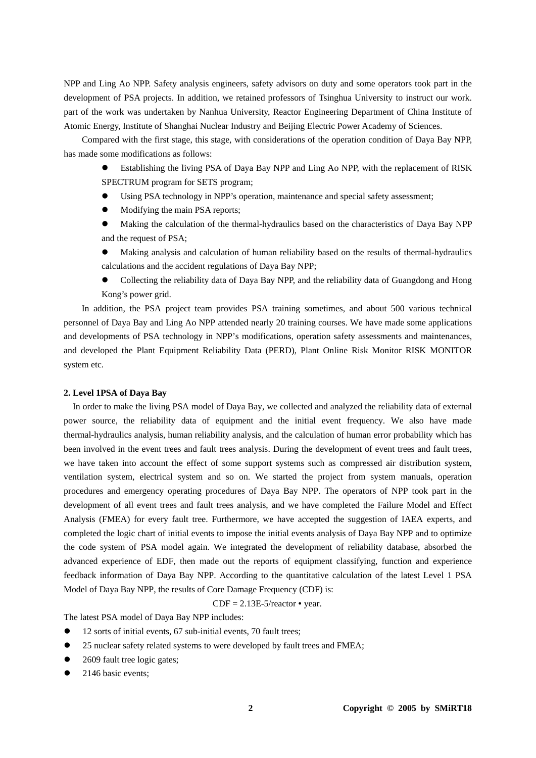NPP and Ling Ao NPP. Safety analysis engineers, safety advisors on duty and some operators took part in the development of PSA projects. In addition, we retained professors of Tsinghua University to instruct our work. part of the work was undertaken by Nanhua University, Reactor Engineering Department of China Institute of Atomic Energy, Institute of Shanghai Nuclear Industry and Beijing Electric Power Academy of Sciences.

Compared with the first stage, this stage, with considerations of the operation condition of Daya Bay NPP, has made some modifications as follows:

- Establishing the living PSA of Daya Bay NPP and Ling Ao NPP, with the replacement of RISK SPECTRUM program for SETS program;
- Using PSA technology in NPP's operation, maintenance and special safety assessment;
- Modifying the main PSA reports;
- Making the calculation of the thermal-hydraulics based on the characteristics of Daya Bay NPP and the request of PSA;
- Making analysis and calculation of human reliability based on the results of thermal-hydraulics calculations and the accident regulations of Daya Bay NPP;
- Collecting the reliability data of Daya Bay NPP, and the reliability data of Guangdong and Hong Kong's power grid.

In addition, the PSA project team provides PSA training sometimes, and about 500 various technical personnel of Daya Bay and Ling Ao NPP attended nearly 20 training courses. We have made some applications and developments of PSA technology in NPP's modifications, operation safety assessments and maintenances, and developed the Plant Equipment Reliability Data (PERD), Plant Online Risk Monitor RISK MONITOR system etc.

**2. Level 1PSA of Daya Bay**

In order to make the living PSA model of Daya Bay, we collected and analyzed the reliability data of external power source, the reliability data of equipment and the initial event frequency. We also have made thermal-hydraulics analysis, human reliability analysis, and the calculation of human error probability which has been involved in the event trees and fault trees analysis. During the development of event trees and fault trees, we have taken into account the effect of some support systems such as compressed air distribution system, ventilation system, electrical system and so on. We started the project from system manuals, operation procedures and emergency operating procedures of Daya Bay NPP. The operators of NPP took part in the development of all event trees and fault trees analysis, and we have completed the Failure Model and Effect Analysis (FMEA) for every fault tree. Furthermore, we have accepted the suggestion of IAEA experts, and completed the logic chart of initial events to impose the initial events analysis of Daya Bay NPP and to optimize the code system of PSA model again. We integrated the development of reliability database, absorbed the advanced experience of EDF, then made out the reports of equipment classifying, function and experience feedback information of Daya Bay NPP. According to the quantitative calculation of the latest Level 1 PSA Model of Daya Bay NPP, the results of Core Damage Frequency (CDF) is:

$$CDF = 2.13E\text{-}5/\text{reactor} \bullet \text{year}.$$

The latest PSA model of Daya Bay NPP includes:

- 12 sorts of initial events, 67 sub-initial events, 70 fault trees;
- 25 nuclear safety related systems to were developed by fault trees and FMEA;
- 2609 fault tree logic gates;
- 2146 basic events;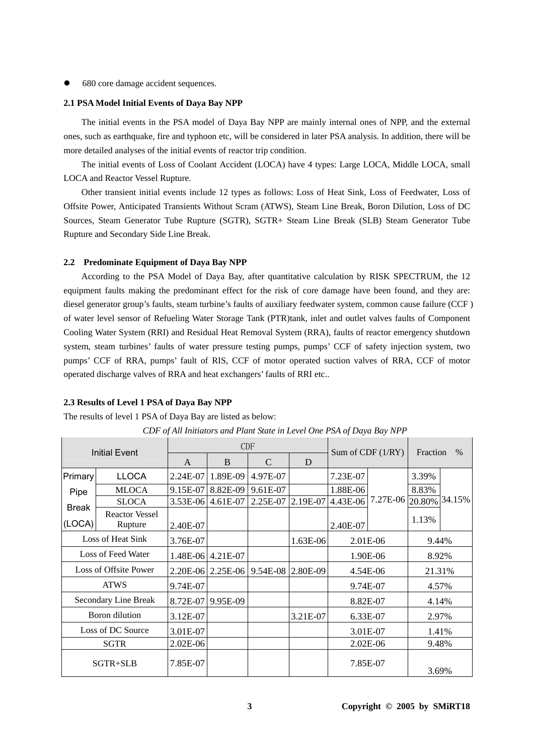- 680 core damage accident sequences.

### 2.1 PSA Model Initial Events of Daya Bay NPP

The initial events in the PSA model of Daya Bay NPP are mainly internal ones of NPP, and the external ones, such as earthquake, fire and typhoon etc, will be considered in later PSA analysis. In addition, there will be more detailed analyses of the initial events of reactor trip condition.

The initial events of Loss of Coolant Accident (LOCA) have 4 types: Large LOCA, Middle LOCA, small LOCA and Reactor Vessel Rupture.

Other transient initial events include 12 types as follows: Loss of Heat Sink, Loss of Feedwater, Loss of Offsite Power, Anticipated Transients Without Scram (ATWS), Steam Line Break, Boron Dilution, Loss of DC Sources, Steam Generator Tube Rupture (SGTR), SGTR+ Steam Line Break (SLB) Steam Generator Tube Rupture and Secondary Side Line Break.

### 2.2 Predominate Equipment of Daya Bay NPP

According to the PSA Model of Daya Bay, after quantitative calculation by RISK SPECTRUM, the 12 equipment faults making the predominant effect for the risk of core damage have been found, and they are: diesel generator group's faults, steam turbine's faults of auxiliary feedwater system, common cause failure (CCF ) of water level sensor of Refueling Water Storage Tank (PTR)tank, inlet and outlet valves faults of Component Cooling Water System (RRI) and Residual Heat Removal System (RRA), faults of reactor emergency shutdown system, steam turbines' faults of water pressure testing pumps, pumps' CCF of safety injection system, two pumps' CCF of RRA, pumps' fault of RIS, CCF of motor operated suction valves of RRA, CCF of motor operated discharge valves of RRA and heat exchangers' faults of RRI etc..

### 2.3 Results of Level 1 PSA of Daya Bay NPP

The results of level 1 PSA of Daya Bay are listed as below:

*CDF of All Initiators and Plant State in Level One PSA of Daya Bay NPP*

| Initial Event | | CDF | | | | Sum of CDF (1/RY) | | Fraction % | |
|---|---|---|---|---|---|---|---|---|---|
| | | A | B | C | D | | | | |
| Primary Pipe Break (LOCA) | LLOCA | 2.24E-07 | 1.89E-09 | 4.97E-07 | | 7.23E-07 | 7.27E-06 | 3.39% | 34.15% |
| | MLOCA | 9.15E-07 | 8.82E-09 | 9.61E-07 | | 1.88E-06 | | 8.83% | |
| | SLOCA | 3.53E-06 | 4.61E-07 | 2.25E-07 | 2.19E-07 | 4.43E-06 | | 20.80% | |
| | Reactor Vessel Rupture | 2.40E-07 | | | | 2.40E-07 | | 1.13% | |
| Loss of Heat Sink | | 3.76E-07 | | | 1.63E-06 | 2.01E-06 | | 9.44% | |
| Loss of Feed Water | | 1.48E-06 | 4.21E-07 | | | 1.90E-06 | | 8.92% | |
| Loss of Offsite Power | | 2.20E-06 | 2.25E-06 | 9.54E-08 | 2.80E-09 | 4.54E-06 | | 21.31% | |
| ATWS | | 9.74E-07 | | | | 9.74E-07 | | 4.57% | |
| Secondary Line Break | | 8.72E-07 | 9.95E-09 | | | 8.82E-07 | | 4.14% | |
| Boron dilution | | 3.12E-07 | | | 3.21E-07 | 6.33E-07 | | 2.97% | |
| Loss of DC Source | | 3.01E-07 | | | | 3.01E-07 | | 1.41% | |
| SGTR | | 2.02E-06 | | | | 2.02E-06 | | 9.48% | |
| SGTR+SLB | | 7.85E-07 | | | | 7.85E-07 | | 3.69% | |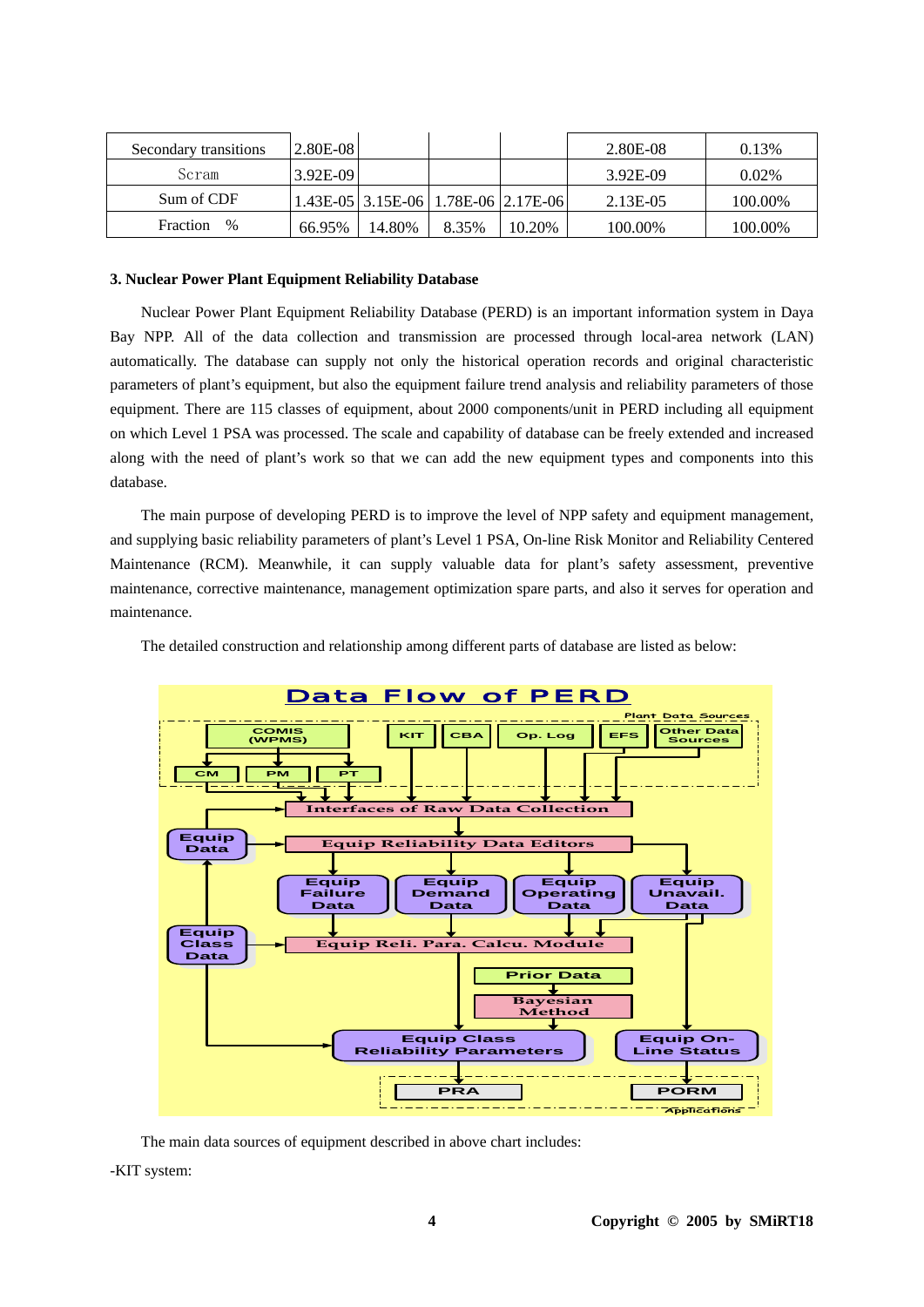| Secondary transitions | 2.80E-08 | | | | 2.80E-08 | 0.13% |
|---|---|---|---|---|---|---|
| Scram | 3.92E-09 | | | | 3.92E-09 | 0.02% |
| Sum of CDF | 1.43E-05 | 3.15E-06 | 1.78E-06 | 2.17E-06 | 2.13E-05 | 100.00% |
| Fraction % | 66.95% | 14.80% | 8.35% | 10.20% | 100.00% | 100.00% |

**3. Nuclear Power Plant Equipment Reliability Database**

Nuclear Power Plant Equipment Reliability Database (PERD) is an important information system in Daya Bay NPP. All of the data collection and transmission are processed through local-area network (LAN) automatically. The database can supply not only the historical operation records and original characteristic parameters of plant's equipment, but also the equipment failure trend analysis and reliability parameters of those equipment. There are 115 classes of equipment, about 2000 components/unit in PERD including all equipment on which Level 1 PSA was processed. The scale and capability of database can be freely extended and increased along with the need of plant's work so that we can add the new equipment types and components into this database.

The main purpose of developing PERD is to improve the level of NPP safety and equipment management, and supplying basic reliability parameters of plant's Level 1 PSA, On-line Risk Monitor and Reliability Centered Maintenance (RCM). Meanwhile, it can supply valuable data for plant's safety assessment, preventive maintenance, corrective maintenance, management optimization spare parts, and also it serves for operation and maintenance.

The detailed construction and relationship among different parts of database are listed as below:

The main data sources of equipment described in above chart includes:

-KIT system: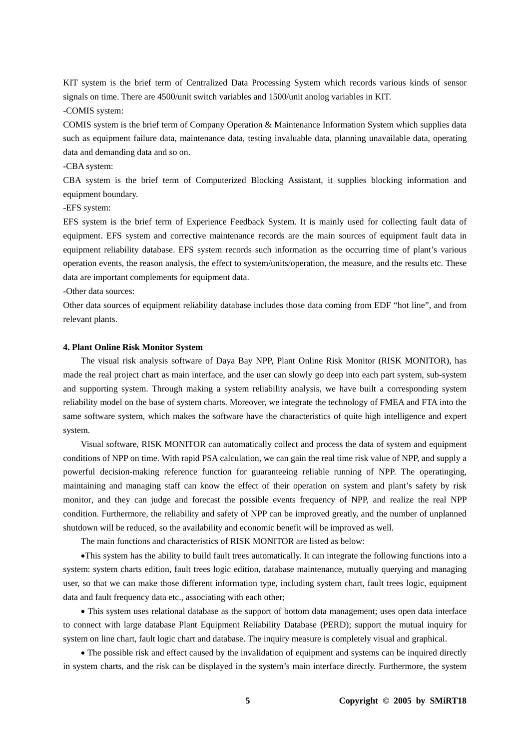KIT system is the brief term of Centralized Data Processing System which records various kinds of sensor signals on time. There are 4500/unit switch variables and 1500/unit anolog variables in KIT.

-COMIS system:

COMIS system is the brief term of Company Operation & Maintenance Information System which supplies data such as equipment failure data, maintenance data, testing invaluable data, planning unavailable data, operating data and demanding data and so on.

-CBA system:

CBA system is the brief term of Computerized Blocking Assistant, it supplies blocking information and equipment boundary.

-EFS system:

EFS system is the brief term of Experience Feedback System. It is mainly used for collecting fault data of equipment. EFS system and corrective maintenance records are the main sources of equipment fault data in equipment reliability database. EFS system records such information as the occurring time of plant's various operation events, the reason analysis, the effect to system/units/operation, the measure, and the results etc. These data are important complements for equipment data.

-Other data sources:

Other data sources of equipment reliability database includes those data coming from EDF "hot line", and from relevant plants.

**4. Plant Online Risk Monitor System**

The visual risk analysis software of Daya Bay NPP, Plant Online Risk Monitor (RISK MONITOR), has made the real project chart as main interface, and the user can slowly go deep into each part system, sub-system and supporting system. Through making a system reliability analysis, we have built a corresponding system reliability model on the base of system charts. Moreover, we integrate the technology of FMEA and FTA into the same software system, which makes the software have the characteristics of quite high intelligence and expert system.

Visual software, RISK MONITOR can automatically collect and process the data of system and equipment conditions of NPP on time. With rapid PSA calculation, we can gain the real time risk value of NPP, and supply a powerful decision-making reference function for guaranteeing reliable running of NPP. The operatinging, maintaining and managing staff can know the effect of their operation on system and plant's safety by risk monitor, and they can judge and forecast the possible events frequency of NPP, and realize the real NPP condition. Furthermore, the reliability and safety of NPP can be improved greatly, and the number of unplanned shutdown will be reduced, so the availability and economic benefit will be improved as well.

The main functions and characteristics of RISK MONITOR are listed as below:

- This system has the ability to build fault trees automatically. It can integrate the following functions into a system: system charts edition, fault trees logic edition, database maintenance, mutually querying and managing user, so that we can make those different information type, including system chart, fault trees logic, equipment data and fault frequency data etc., associating with each other;

- This system uses relational database as the support of bottom data management; uses open data interface to connect with large database Plant Equipment Reliability Database (PERD); support the mutual inquiry for system on line chart, fault logic chart and database. The inquiry measure is completely visual and graphical.

- The possible risk and effect caused by the invalidation of equipment and systems can be inquired directly in system charts, and the risk can be displayed in the system's main interface directly. Furthermore, the system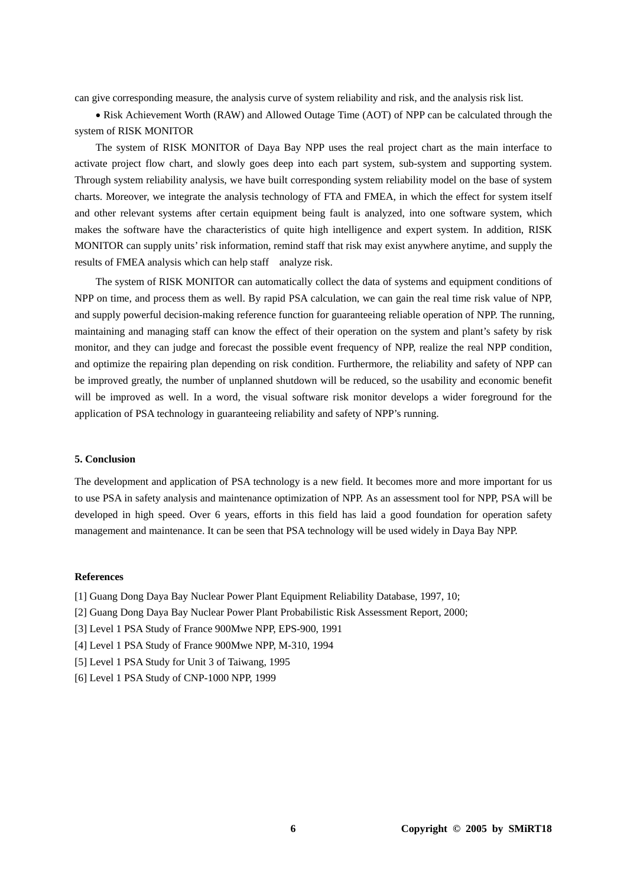can give corresponding measure, the analysis curve of system reliability and risk, and the analysis risk list.

- Risk Achievement Worth (RAW) and Allowed Outage Time (AOT) of NPP can be calculated through the system of RISK MONITOR

The system of RISK MONITOR of Daya Bay NPP uses the real project chart as the main interface to activate project flow chart, and slowly goes deep into each part system, sub-system and supporting system. Through system reliability analysis, we have built corresponding system reliability model on the base of system charts. Moreover, we integrate the analysis technology of FTA and FMEA, in which the effect for system itself and other relevant systems after certain equipment being fault is analyzed, into one software system, which makes the software have the characteristics of quite high intelligence and expert system. In addition, RISK MONITOR can supply units' risk information, remind staff that risk may exist anywhere anytime, and supply the results of FMEA analysis which can help staff analyze risk.

The system of RISK MONITOR can automatically collect the data of systems and equipment conditions of NPP on time, and process them as well. By rapid PSA calculation, we can gain the real time risk value of NPP, and supply powerful decision-making reference function for guaranteeing reliable operation of NPP. The running, maintaining and managing staff can know the effect of their operation on the system and plant's safety by risk monitor, and they can judge and forecast the possible event frequency of NPP, realize the real NPP condition, and optimize the repairing plan depending on risk condition. Furthermore, the reliability and safety of NPP can be improved greatly, the number of unplanned shutdown will be reduced, so the usability and economic benefit will be improved as well. In a word, the visual software risk monitor develops a wider foreground for the application of PSA technology in guaranteeing reliability and safety of NPP's running.

**5. Conclusion**

The development and application of PSA technology is a new field. It becomes more and more important for us to use PSA in safety analysis and maintenance optimization of NPP. As an assessment tool for NPP, PSA will be developed in high speed. Over 6 years, efforts in this field has laid a good foundation for operation safety management and maintenance. It can be seen that PSA technology will be used widely in Daya Bay NPP.

**References**

[1] Guang Dong Daya Bay Nuclear Power Plant Equipment Reliability Database, 1997, 10;

[2] Guang Dong Daya Bay Nuclear Power Plant Probabilistic Risk Assessment Report, 2000;

[3] Level 1 PSA Study of France 900Mwe NPP, EPS-900, 1991

[4] Level 1 PSA Study of France 900Mwe NPP, M-310, 1994

[5] Level 1 PSA Study for Unit 3 of Taiwang, 1995

[6] Level 1 PSA Study of CNP-1000 NPP, 1999